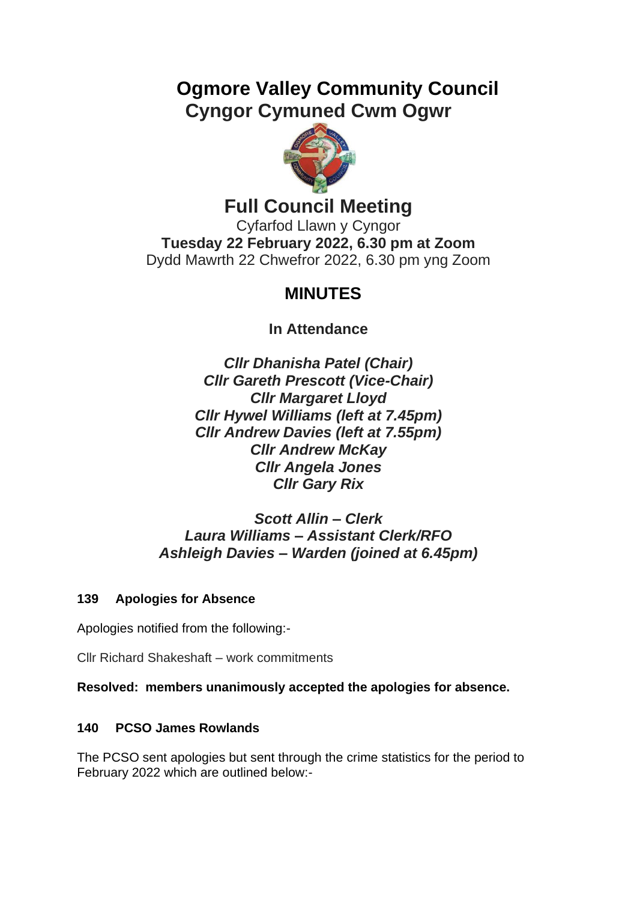# Ogmore Valley Community Council
# Cyngor Cymuned Cwm Ogwr

## Full Council Meeting

Cyfarfod Llawn y Cyngor

**Tuesday 22 February 2022, 6.30 pm at Zoom**

Dydd Mawrth 22 Chwefror 2022, 6.30 pm yng Zoom

## MINUTES

### In Attendance

***Cllr Dhanisha Patel (Chair)***
***Cllr Gareth Prescott (Vice-Chair)***
***Cllr Margaret Lloyd***
***Cllr Hywel Williams (left at 7.45pm)***
***Cllr Andrew Davies (left at 7.55pm)***
***Cllr Andrew McKay***
***Cllr Angela Jones***
***Cllr Gary Rix***

***Scott Allin – Clerk***
***Laura Williams – Assistant Clerk/RFO***
***Ashleigh Davies – Warden (joined at 6.45pm)***

### 139 Apologies for Absence

Apologies notified from the following:-

Cllr Richard Shakeshaft – work commitments

**Resolved: members unanimously accepted the apologies for absence.**

### 140 PCSO James Rowlands

The PCSO sent apologies but sent through the crime statistics for the period to February 2022 which are outlined below:-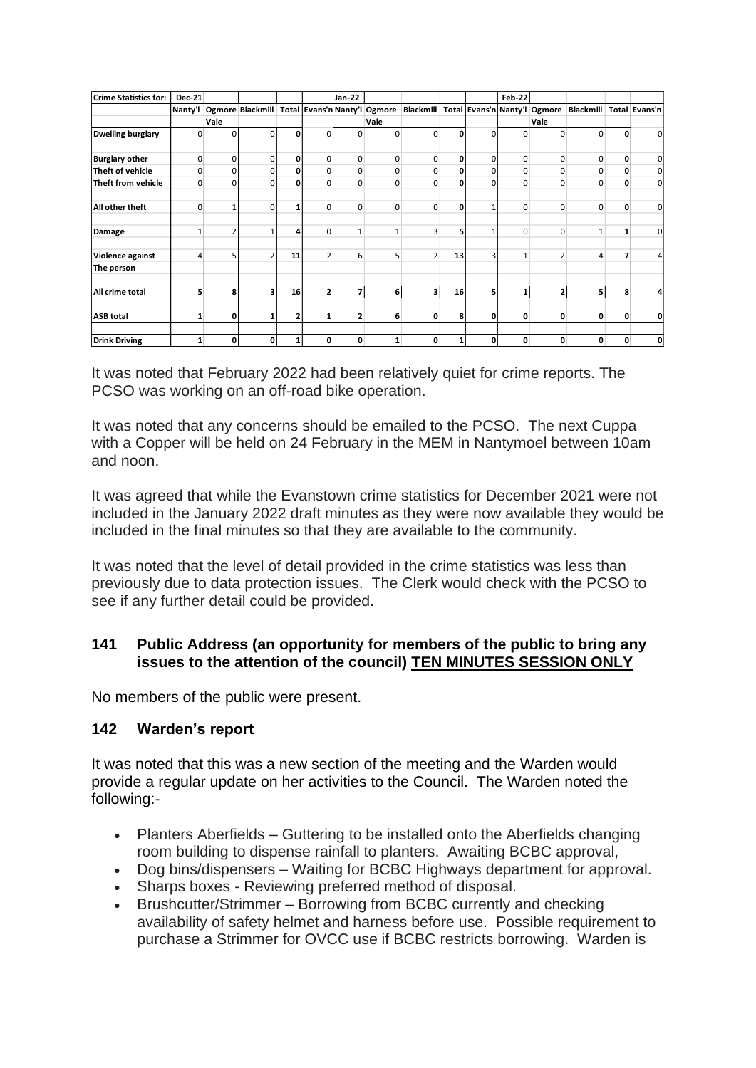| Crime Statistics for: | Dec-21 | | | | | Jan-22 | | | | | Feb-22 | | | | |
|---|---|---|---|---|---|---|---|---|---|---|---|---|---|---|---|
| | Nanty'l | Ogmore Vale | Blackmill | Total | Evans'n | Nanty'l | Ogmore Vale | Blackmill | Total | Evans'n | Nanty'l | Ogmore Vale | Blackmill | Total | Evans'n |
| Dwelling burglary | 0 | 0 | 0 | 0 | 0 | 0 | 0 | 0 | 0 | 0 | 0 | 0 | 0 | 0 | 0 |
| Burglary other | 0 | 0 | 0 | 0 | 0 | 0 | 0 | 0 | 0 | 0 | 0 | 0 | 0 | 0 | 0 |
| Theft of vehicle | 0 | 0 | 0 | 0 | 0 | 0 | 0 | 0 | 0 | 0 | 0 | 0 | 0 | 0 | 0 |
| Theft from vehicle | 0 | 0 | 0 | 0 | 0 | 0 | 0 | 0 | 0 | 0 | 0 | 0 | 0 | 0 | 0 |
| All other theft | 0 | 1 | 0 | 1 | 0 | 0 | 0 | 0 | 0 | 1 | 0 | 0 | 0 | 0 | 0 |
| Damage | 1 | 2 | 1 | 4 | 0 | 1 | 1 | 3 | 5 | 1 | 0 | 0 | 1 | 1 | 0 |
| Violence against The person | 4 | 5 | 2 | 11 | 2 | 6 | 5 | 2 | 13 | 3 | 1 | 2 | 4 | 7 | 4 |
| All crime total | 5 | 8 | 3 | 16 | 2 | 7 | 6 | 3 | 16 | 5 | 1 | 2 | 5 | 8 | 4 |
| ASB total | 1 | 0 | 1 | 2 | 1 | 2 | 6 | 0 | 8 | 0 | 0 | 0 | 0 | 0 | 0 |
| Drink Driving | 1 | 0 | 0 | 1 | 0 | 0 | 1 | 0 | 1 | 0 | 0 | 0 | 0 | 0 | 0 |

It was noted that February 2022 had been relatively quiet for crime reports. The PCSO was working on an off-road bike operation.

It was noted that any concerns should be emailed to the PCSO. The next Cuppa with a Copper will be held on 24 February in the MEM in Nantymoel between 10am and noon.

It was agreed that while the Evanstown crime statistics for December 2021 were not included in the January 2022 draft minutes as they were now available they would be included in the final minutes so that they are available to the community.

It was noted that the level of detail provided in the crime statistics was less than previously due to data protection issues. The Clerk would check with the PCSO to see if any further detail could be provided.

## 141 Public Address (an opportunity for members of the public to bring any issues to the attention of the council) TEN MINUTES SESSION ONLY

No members of the public were present.

## 142 Warden's report

It was noted that this was a new section of the meeting and the Warden would provide a regular update on her activities to the Council. The Warden noted the following:-

- Planters Aberfields – Guttering to be installed onto the Aberfields changing room building to dispense rainfall to planters. Awaiting BCBC approval,
- Dog bins/dispensers – Waiting for BCBC Highways department for approval.
- Sharps boxes - Reviewing preferred method of disposal.
- Brushcutter/Strimmer – Borrowing from BCBC currently and checking availability of safety helmet and harness before use. Possible requirement to purchase a Strimmer for OVCC use if BCBC restricts borrowing. Warden is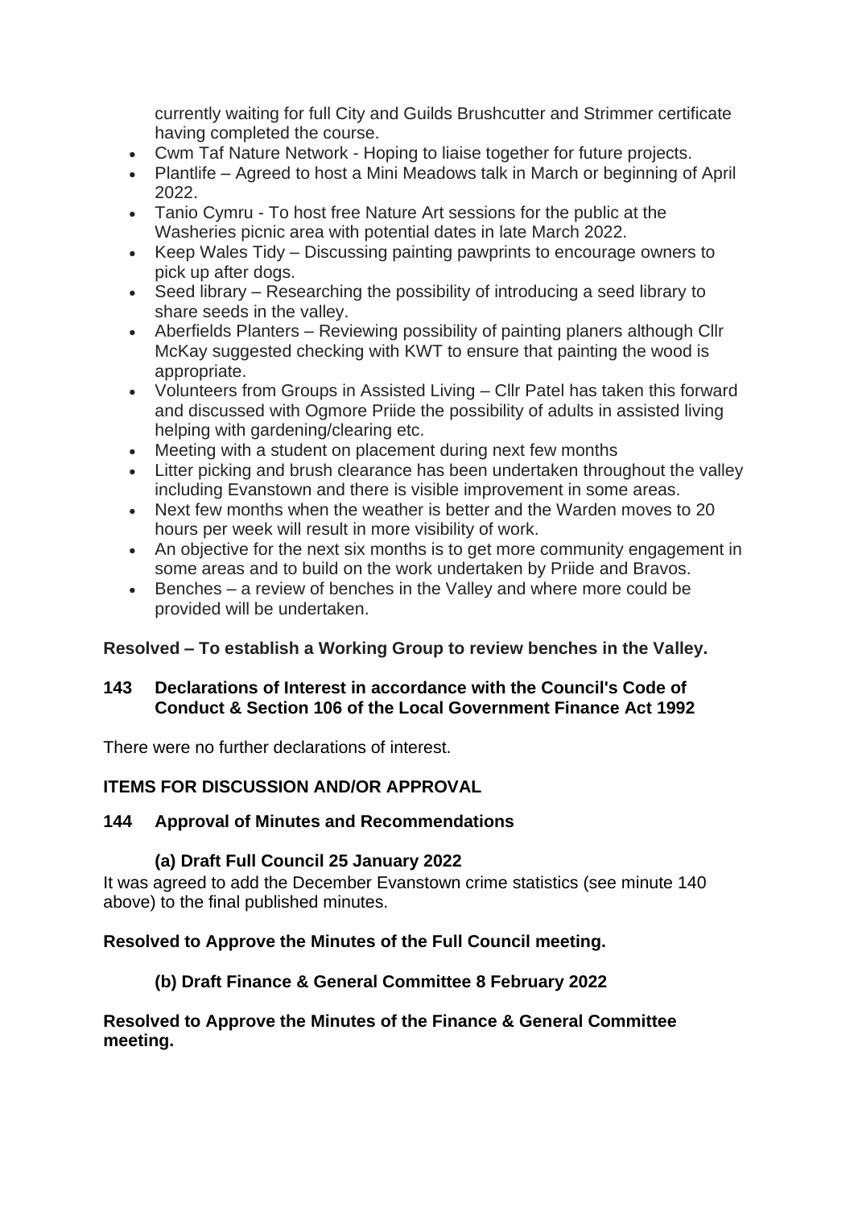currently waiting for full City and Guilds Brushcutter and Strimmer certificate having completed the course.

- Cwm Taf Nature Network - Hoping to liaise together for future projects.
- Plantlife – Agreed to host a Mini Meadows talk in March or beginning of April 2022.
- Tanio Cymru - To host free Nature Art sessions for the public at the Washeries picnic area with potential dates in late March 2022.
- Keep Wales Tidy – Discussing painting pawprints to encourage owners to pick up after dogs.
- Seed library – Researching the possibility of introducing a seed library to share seeds in the valley.
- Aberfields Planters – Reviewing possibility of painting planers although Cllr McKay suggested checking with KWT to ensure that painting the wood is appropriate.
- Volunteers from Groups in Assisted Living – Cllr Patel has taken this forward and discussed with Ogmore Priide the possibility of adults in assisted living helping with gardening/clearing etc.
- Meeting with a student on placement during next few months
- Litter picking and brush clearance has been undertaken throughout the valley including Evanstown and there is visible improvement in some areas.
- Next few months when the weather is better and the Warden moves to 20 hours per week will result in more visibility of work.
- An objective for the next six months is to get more community engagement in some areas and to build on the work undertaken by Priide and Bravos.
- Benches – a review of benches in the Valley and where more could be provided will be undertaken.

**Resolved – To establish a Working Group to review benches in the Valley.**

### 143 Declarations of Interest in accordance with the Council's Code of Conduct & Section 106 of the Local Government Finance Act 1992

There were no further declarations of interest.

## ITEMS FOR DISCUSSION AND/OR APPROVAL

### 144 Approval of Minutes and Recommendations

#### (a) Draft Full Council 25 January 2022

It was agreed to add the December Evanstown crime statistics (see minute 140 above) to the final published minutes.

**Resolved to Approve the Minutes of the Full Council meeting.**

#### (b) Draft Finance & General Committee 8 February 2022

**Resolved to Approve the Minutes of the Finance & General Committee meeting.**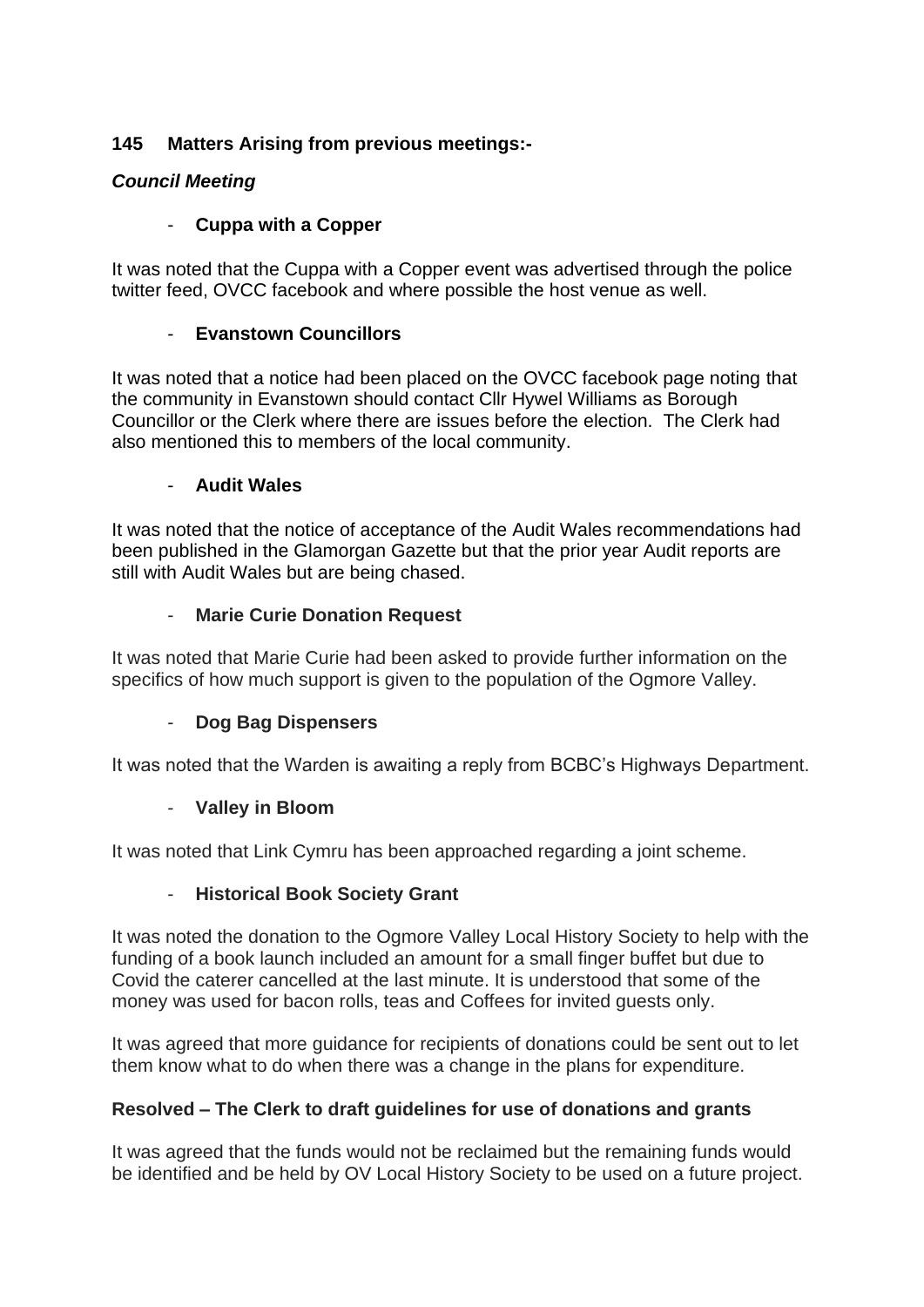**145 Matters Arising from previous meetings:-**

***Council Meeting***

- **Cuppa with a Copper**

It was noted that the Cuppa with a Copper event was advertised through the police twitter feed, OVCC facebook and where possible the host venue as well.

- **Evanstown Councillors**

It was noted that a notice had been placed on the OVCC facebook page noting that the community in Evanstown should contact Cllr Hywel Williams as Borough Councillor or the Clerk where there are issues before the election. The Clerk had also mentioned this to members of the local community.

- **Audit Wales**

It was noted that the notice of acceptance of the Audit Wales recommendations had been published in the Glamorgan Gazette but that the prior year Audit reports are still with Audit Wales but are being chased.

- **Marie Curie Donation Request**

It was noted that Marie Curie had been asked to provide further information on the specifics of how much support is given to the population of the Ogmore Valley.

- **Dog Bag Dispensers**

It was noted that the Warden is awaiting a reply from BCBC's Highways Department.

- **Valley in Bloom**

It was noted that Link Cymru has been approached regarding a joint scheme.

- **Historical Book Society Grant**

It was noted the donation to the Ogmore Valley Local History Society to help with the funding of a book launch included an amount for a small finger buffet but due to Covid the caterer cancelled at the last minute. It is understood that some of the money was used for bacon rolls, teas and Coffees for invited guests only.

It was agreed that more guidance for recipients of donations could be sent out to let them know what to do when there was a change in the plans for expenditure.

**Resolved – The Clerk to draft guidelines for use of donations and grants**

It was agreed that the funds would not be reclaimed but the remaining funds would be identified and be held by OV Local History Society to be used on a future project.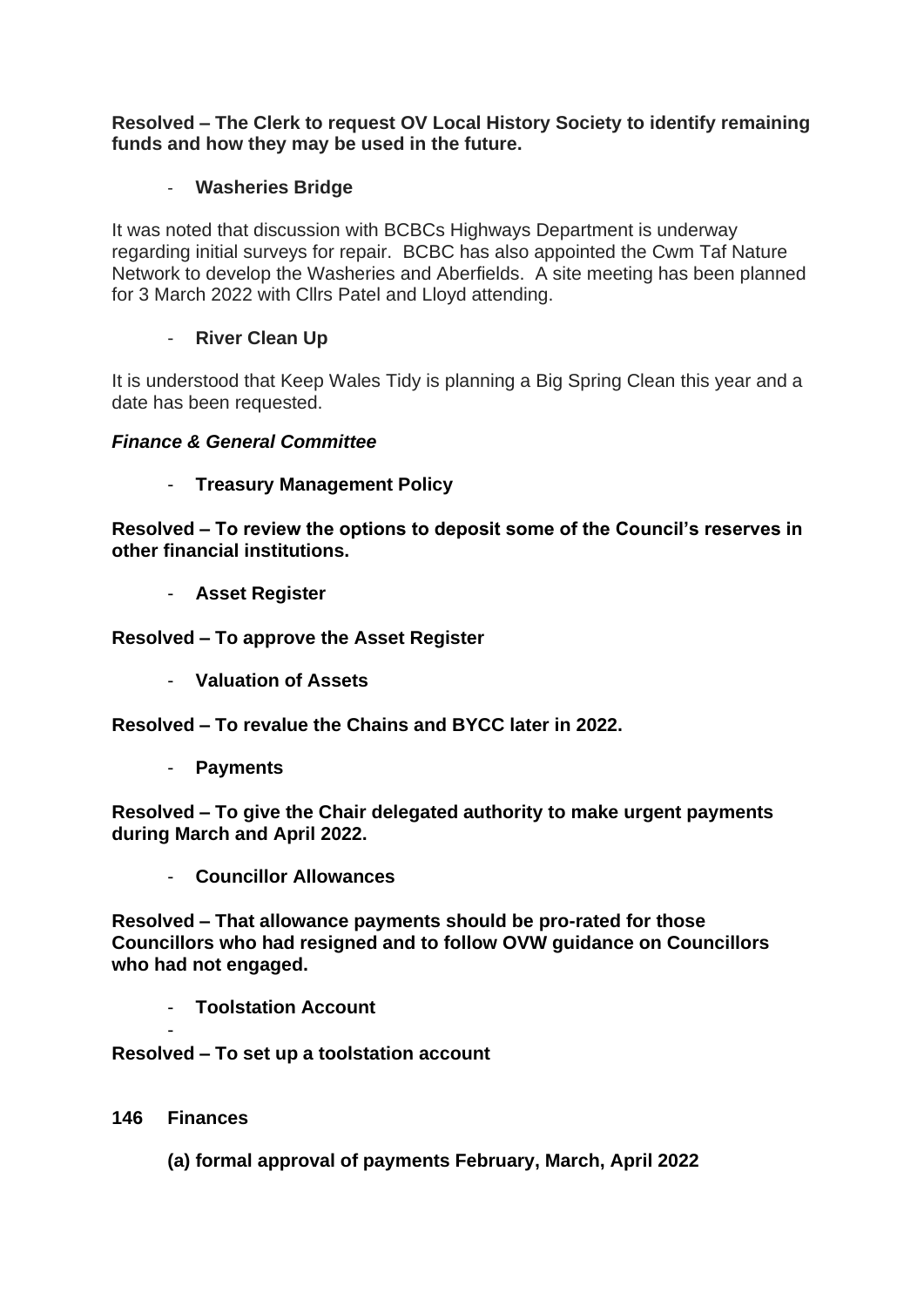**Resolved – The Clerk to request OV Local History Society to identify remaining funds and how they may be used in the future.**

- **Washeries Bridge**

It was noted that discussion with BCBCs Highways Department is underway regarding initial surveys for repair. BCBC has also appointed the Cwm Taf Nature Network to develop the Washeries and Aberfields. A site meeting has been planned for 3 March 2022 with Cllrs Patel and Lloyd attending.

- **River Clean Up**

It is understood that Keep Wales Tidy is planning a Big Spring Clean this year and a date has been requested.

***Finance & General Committee***

- **Treasury Management Policy**

**Resolved – To review the options to deposit some of the Council's reserves in other financial institutions.**

- **Asset Register**

**Resolved – To approve the Asset Register**

- **Valuation of Assets**

**Resolved – To revalue the Chains and BYCC later in 2022.**

- **Payments**

**Resolved – To give the Chair delegated authority to make urgent payments during March and April 2022.**

- **Councillor Allowances**

**Resolved – That allowance payments should be pro-rated for those Councillors who had resigned and to follow OVW guidance on Councillors who had not engaged.**

- **Toolstation Account**

-

**Resolved – To set up a toolstation account**

**146 Finances**

**(a) formal approval of payments February, March, April 2022**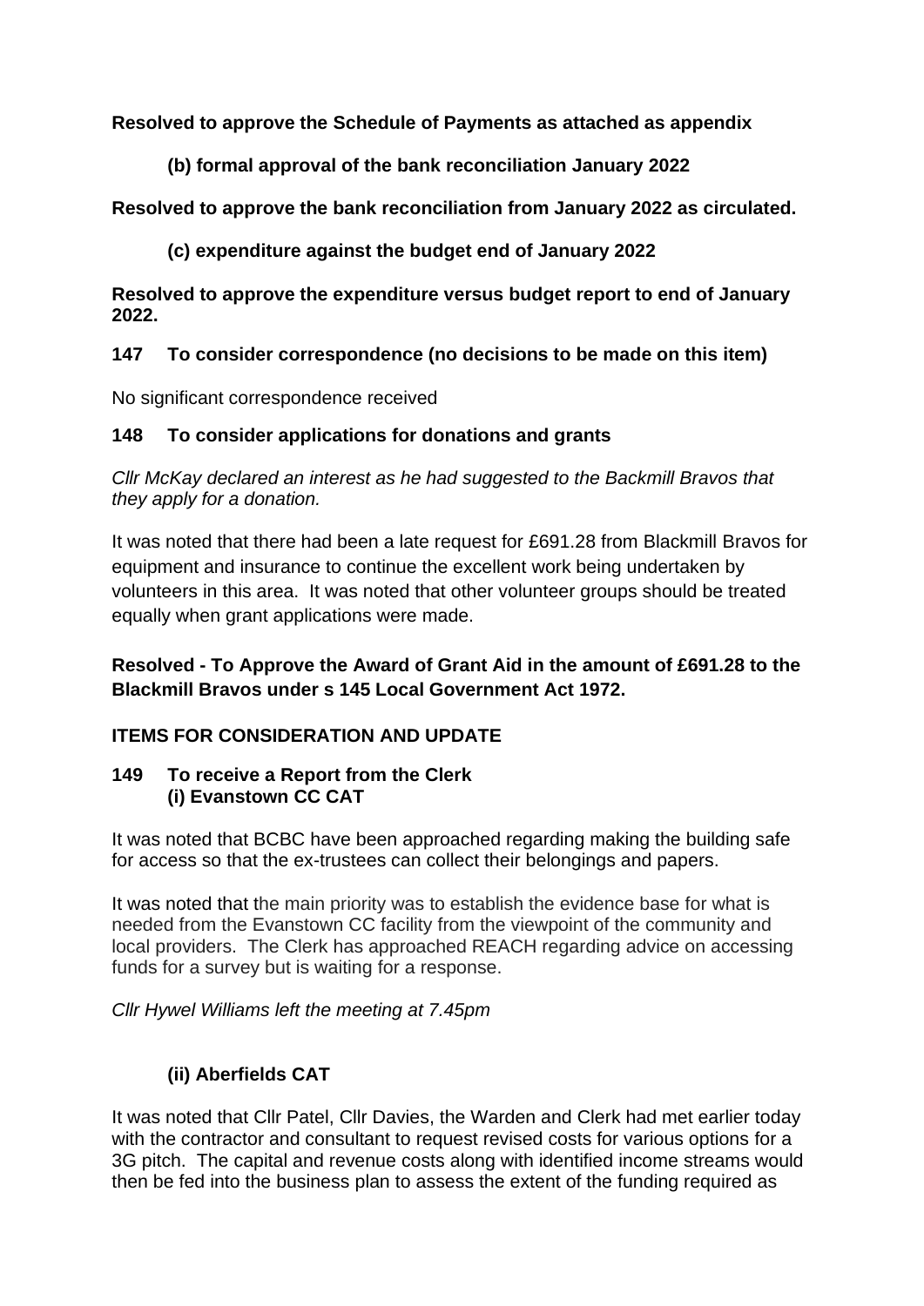**Resolved to approve the Schedule of Payments as attached as appendix**

**(b) formal approval of the bank reconciliation January 2022**

**Resolved to approve the bank reconciliation from January 2022 as circulated.**

**(c) expenditure against the budget end of January 2022**

**Resolved to approve the expenditure versus budget report to end of January 2022.**

**147 To consider correspondence (no decisions to be made on this item)**

No significant correspondence received

**148 To consider applications for donations and grants**

*Cllr McKay declared an interest as he had suggested to the Backmill Bravos that they apply for a donation.*

It was noted that there had been a late request for £691.28 from Blackmill Bravos for equipment and insurance to continue the excellent work being undertaken by volunteers in this area. It was noted that other volunteer groups should be treated equally when grant applications were made.

**Resolved - To Approve the Award of Grant Aid in the amount of £691.28 to the Blackmill Bravos under s 145 Local Government Act 1972.**

**ITEMS FOR CONSIDERATION AND UPDATE**

**149 To receive a Report from the Clerk**
**(i) Evanstown CC CAT**

It was noted that BCBC have been approached regarding making the building safe for access so that the ex-trustees can collect their belongings and papers.

It was noted that the main priority was to establish the evidence base for what is needed from the Evanstown CC facility from the viewpoint of the community and local providers. The Clerk has approached REACH regarding advice on accessing funds for a survey but is waiting for a response.

*Cllr Hywel Williams left the meeting at 7.45pm*

**(ii) Aberfields CAT**

It was noted that Cllr Patel, Cllr Davies, the Warden and Clerk had met earlier today with the contractor and consultant to request revised costs for various options for a 3G pitch. The capital and revenue costs along with identified income streams would then be fed into the business plan to assess the extent of the funding required as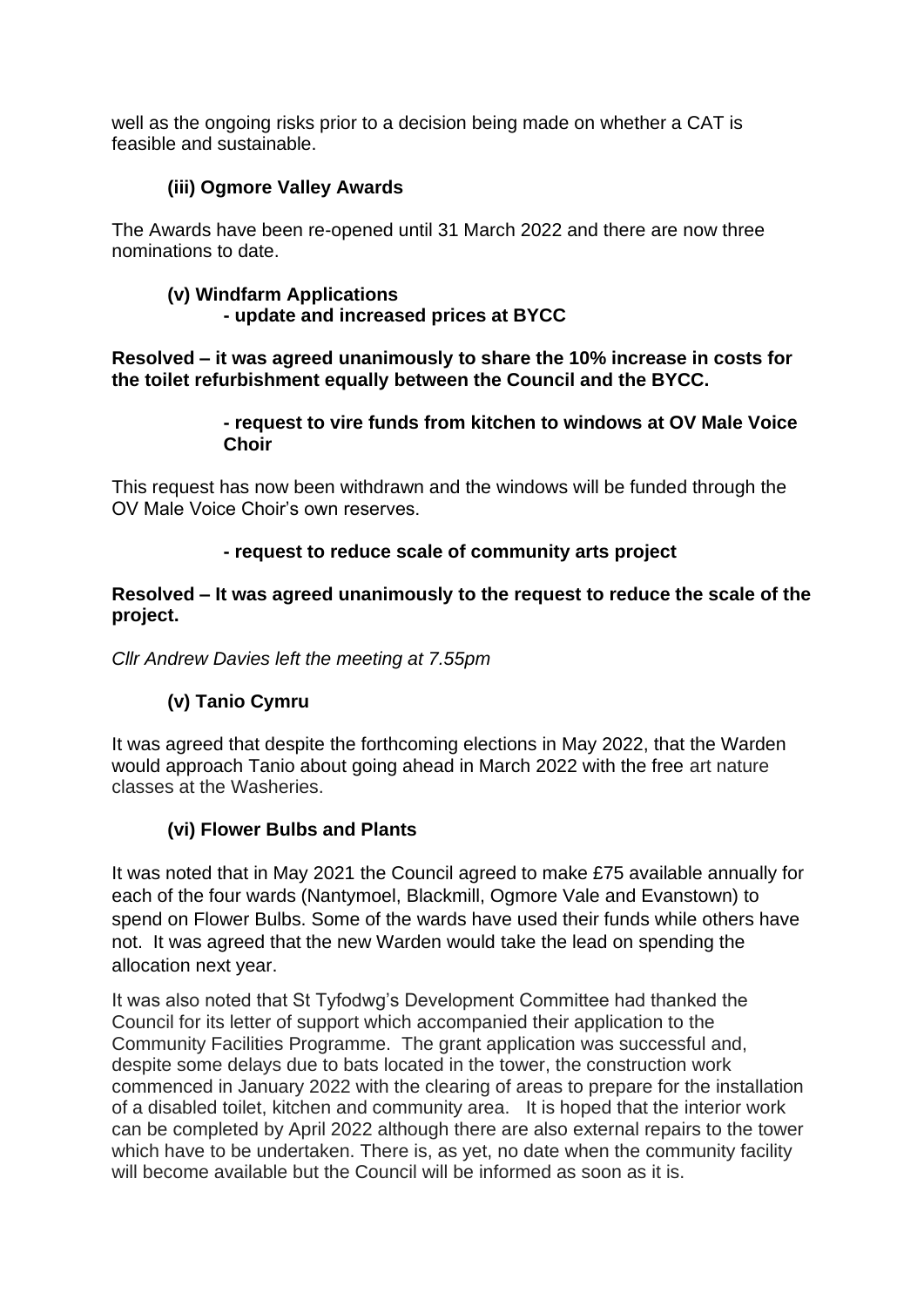well as the ongoing risks prior to a decision being made on whether a CAT is feasible and sustainable.

### (iii) Ogmore Valley Awards

The Awards have been re-opened until 31 March 2022 and there are now three nominations to date.

### (v) Windfarm Applications

**- update and increased prices at BYCC**

**Resolved – it was agreed unanimously to share the 10% increase in costs for the toilet refurbishment equally between the Council and the BYCC.**

**- request to vire funds from kitchen to windows at OV Male Voice Choir**

This request has now been withdrawn and the windows will be funded through the OV Male Voice Choir's own reserves.

**- request to reduce scale of community arts project**

**Resolved – It was agreed unanimously to the request to reduce the scale of the project.**

*Cllr Andrew Davies left the meeting at 7.55pm*

### (v) Tanio Cymru

It was agreed that despite the forthcoming elections in May 2022, that the Warden would approach Tanio about going ahead in March 2022 with the free art nature classes at the Washeries.

### (vi) Flower Bulbs and Plants

It was noted that in May 2021 the Council agreed to make £75 available annually for each of the four wards (Nantymoel, Blackmill, Ogmore Vale and Evanstown) to spend on Flower Bulbs. Some of the wards have used their funds while others have not. It was agreed that the new Warden would take the lead on spending the allocation next year.

It was also noted that St Tyfodwg's Development Committee had thanked the Council for its letter of support which accompanied their application to the Community Facilities Programme. The grant application was successful and, despite some delays due to bats located in the tower, the construction work commenced in January 2022 with the clearing of areas to prepare for the installation of a disabled toilet, kitchen and community area. It is hoped that the interior work can be completed by April 2022 although there are also external repairs to the tower which have to be undertaken. There is, as yet, no date when the community facility will become available but the Council will be informed as soon as it is.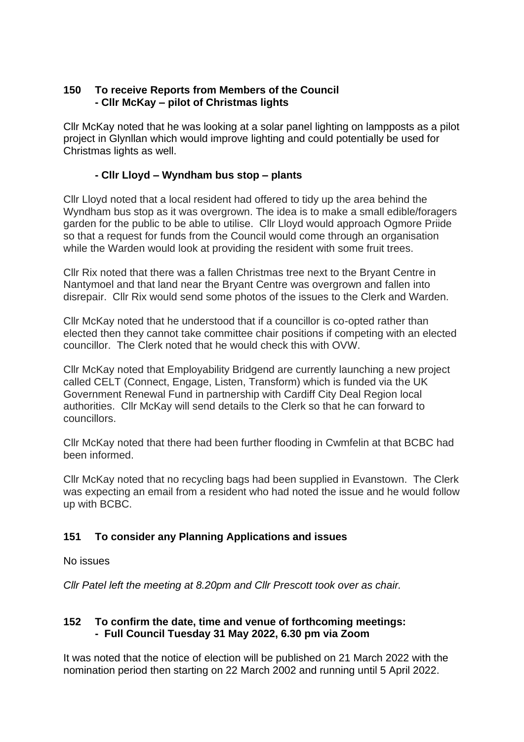**150 To receive Reports from Members of the Council**
**- Cllr McKay – pilot of Christmas lights**

Cllr McKay noted that he was looking at a solar panel lighting on lampposts as a pilot project in Glynllan which would improve lighting and could potentially be used for Christmas lights as well.

**- Cllr Lloyd – Wyndham bus stop – plants**

Cllr Lloyd noted that a local resident had offered to tidy up the area behind the Wyndham bus stop as it was overgrown. The idea is to make a small edible/foragers garden for the public to be able to utilise. Cllr Lloyd would approach Ogmore Priide so that a request for funds from the Council would come through an organisation while the Warden would look at providing the resident with some fruit trees.

Cllr Rix noted that there was a fallen Christmas tree next to the Bryant Centre in Nantymoel and that land near the Bryant Centre was overgrown and fallen into disrepair. Cllr Rix would send some photos of the issues to the Clerk and Warden.

Cllr McKay noted that he understood that if a councillor is co-opted rather than elected then they cannot take committee chair positions if competing with an elected councillor. The Clerk noted that he would check this with OVW.

Cllr McKay noted that Employability Bridgend are currently launching a new project called CELT (Connect, Engage, Listen, Transform) which is funded via the UK Government Renewal Fund in partnership with Cardiff City Deal Region local authorities. Cllr McKay will send details to the Clerk so that he can forward to councillors.

Cllr McKay noted that there had been further flooding in Cwmfelin at that BCBC had been informed.

Cllr McKay noted that no recycling bags had been supplied in Evanstown. The Clerk was expecting an email from a resident who had noted the issue and he would follow up with BCBC.

**151 To consider any Planning Applications and issues**

No issues

*Cllr Patel left the meeting at 8.20pm and Cllr Prescott took over as chair.*

**152 To confirm the date, time and venue of forthcoming meetings:**
**- Full Council Tuesday 31 May 2022, 6.30 pm via Zoom**

It was noted that the notice of election will be published on 21 March 2022 with the nomination period then starting on 22 March 2002 and running until 5 April 2022.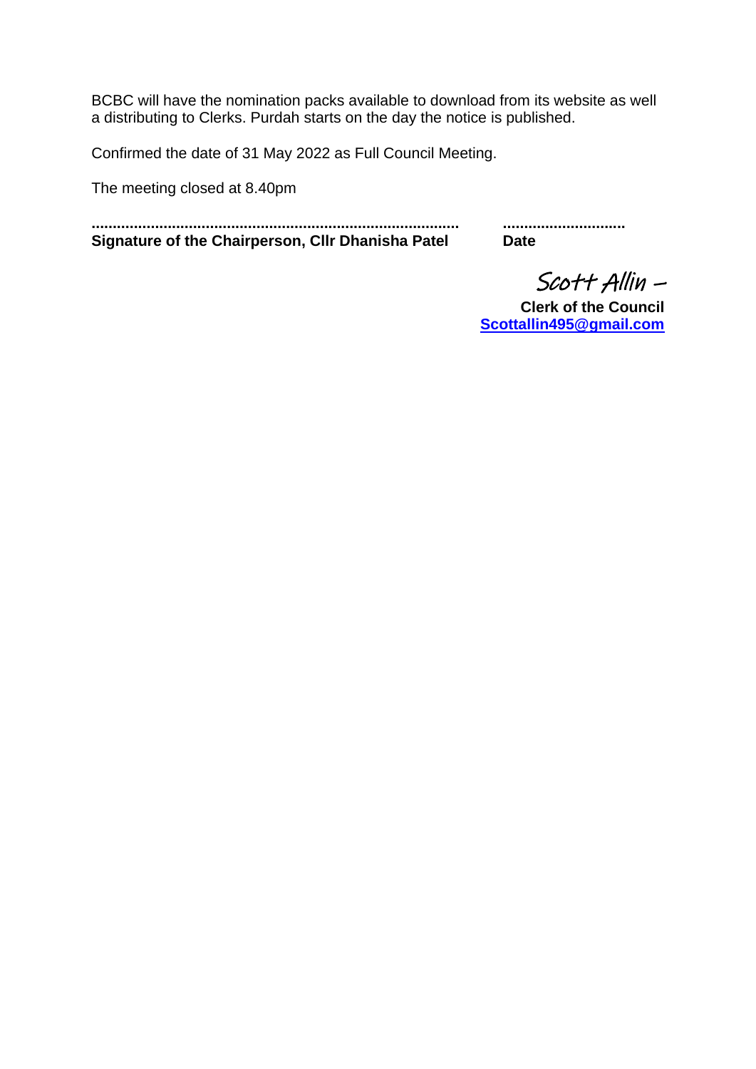BCBC will have the nomination packs available to download from its website as well a distributing to Clerks. Purdah starts on the day the notice is published.

Confirmed the date of 31 May 2022 as Full Council Meeting.

The meeting closed at 8.40pm

**......................................................................................** **............................**
**Signature of the Chairperson, Cllr Dhanisha Patel** **Date**

Scott Allin –

**Clerk of the Council**
**Scottallin495@gmail.com**